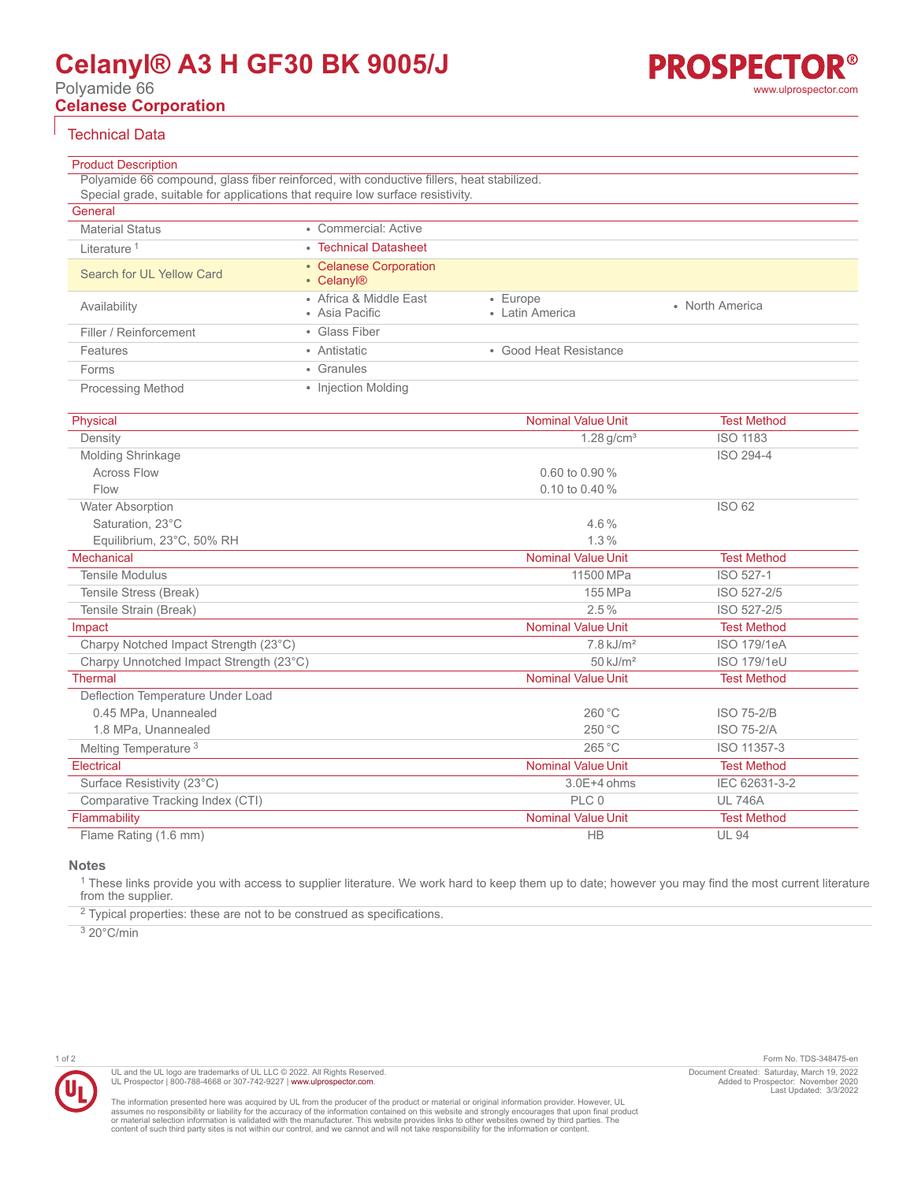# Celanyl® A3 H GF30 BK 9005/J

Polyamide 66

**Celanese Corporation**

## Technical Data

### Product Description

Polyamide 66 compound, glass fiber reinforced, with conductive fillers, heat stabilized.
Special grade, suitable for applications that require low surface resistivity.

### General

| | | | |
|---|---|---|---|
| Material Status | • Commercial: Active | | |
| Literature [1] | • Technical Datasheet | | |
| Search for UL Yellow Card | • Celanese Corporation<br>• Celanyl® | | |
| Availability | • Africa & Middle East<br>• Asia Pacific | • Europe<br>• Latin America | • North America |
| Filler / Reinforcement | • Glass Fiber | | |
| Features | • Antistatic | • Good Heat Resistance | |
| Forms | • Granules | | |
| Processing Method | • Injection Molding | | |

| Physical | Nominal Value Unit | Test Method |
|---|---|---|
| Density | 1.28 g/cm³ | ISO 1183 |
| Molding Shrinkage | | ISO 294-4 |
| Across Flow | 0.60 to 0.90 % | |
| Flow | 0.10 to 0.40 % | |
| Water Absorption | | ISO 62 |
| Saturation, 23°C | 4.6 % | |
| Equilibrium, 23°C, 50% RH | 1.3 % | |

| Mechanical | Nominal Value Unit | Test Method |
|---|---|---|
| Tensile Modulus | 11500 MPa | ISO 527-1 |
| Tensile Stress (Break) | 155 MPa | ISO 527-2/5 |
| Tensile Strain (Break) | 2.5 % | ISO 527-2/5 |

| Impact | Nominal Value Unit | Test Method |
|---|---|---|
| Charpy Notched Impact Strength (23°C) | 7.8 kJ/m² | ISO 179/1eA |
| Charpy Unnotched Impact Strength (23°C) | 50 kJ/m² | ISO 179/1eU |

| Thermal | Nominal Value Unit | Test Method |
|---|---|---|
| Deflection Temperature Under Load | | |
| 0.45 MPa, Unannealed | 260 °C | ISO 75-2/B |
| 1.8 MPa, Unannealed | 250 °C | ISO 75-2/A |
| Melting Temperature [3] | 265 °C | ISO 11357-3 |

| Electrical | Nominal Value Unit | Test Method |
|---|---|---|
| Surface Resistivity (23°C) | 3.0E+4 ohms | IEC 62631-3-2 |
| Comparative Tracking Index (CTI) | PLC 0 | UL 746A |

| Flammability | Nominal Value Unit | Test Method |
|---|---|---|
| Flame Rating (1.6 mm) | HB | UL 94 |

### Notes

[1] These links provide you with access to supplier literature. We work hard to keep them up to date; however you may find the most current literature from the supplier.

[2] Typical properties: these are not to be construed as specifications.

[3] 20°C/min

UL and the UL logo are trademarks of UL LLC © 2022. All Rights Reserved.
UL Prospector | 800-788-4668 or 307-742-9227 | www.ulprospector.com.

The information presented here was acquired by UL from the producer of the product or material or original information provider. However, UL assumes no responsibility or liability for the accuracy of the information contained on this website and strongly encourages that upon final product or material selection information is validated with the manufacturer. This website provides links to other websites owned by third parties. The content of such third party sites is not within our control, and we cannot and will not take responsibility for the information or content.

Form No. TDS-348475-en
Document Created: Saturday, March 19, 2022
Added to Prospector: November 2020
Last Updated: 3/3/2022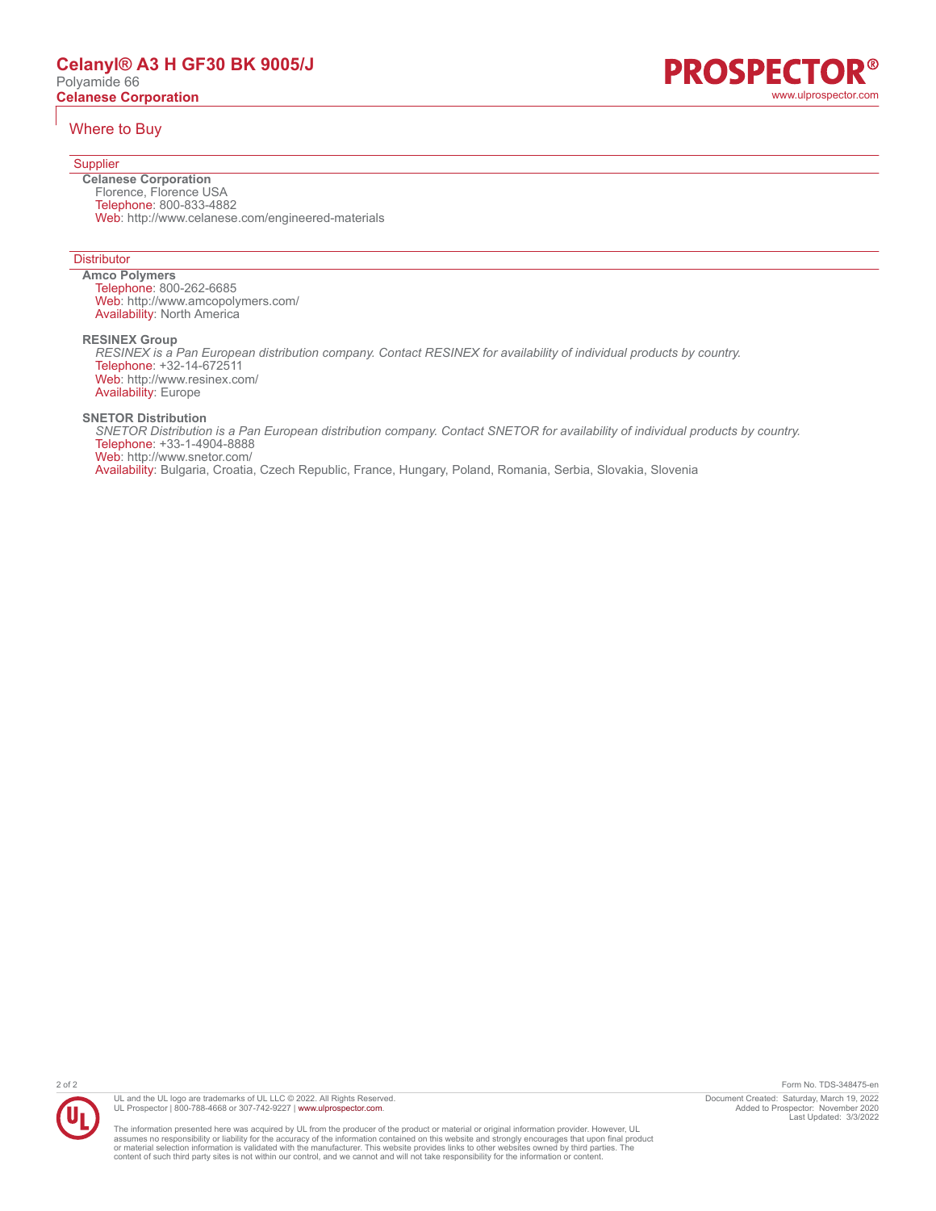## Where to Buy

### Supplier

**Celanese Corporation**
Florence, Florence USA
Telephone: 800-833-4882
Web: http://www.celanese.com/engineered-materials

### Distributor

**Amco Polymers**
Telephone: 800-262-6685
Web: http://www.amcopolymers.com/
Availability: North America

**RESINEX Group**
*RESINEX is a Pan European distribution company. Contact RESINEX for availability of individual products by country.*
Telephone: +32-14-672511
Web: http://www.resinex.com/
Availability: Europe

**SNETOR Distribution**
*SNETOR Distribution is a Pan European distribution company. Contact SNETOR for availability of individual products by country.*
Telephone: +33-1-4904-8888
Web: http://www.snetor.com/
Availability: Bulgaria, Croatia, Czech Republic, France, Hungary, Poland, Romania, Serbia, Slovakia, Slovenia

UL and the UL logo are trademarks of UL LLC © 2022. All Rights Reserved.
UL Prospector | 800-788-4668 or 307-742-9227 | www.ulprospector.com.

The information presented here was acquired by UL from the producer of the product or material or original information provider. However, UL assumes no responsibility or liability for the accuracy of the information contained on this website and strongly encourages that upon final product or material selection information is validated with the manufacturer. This website provides links to other websites owned by third parties. The content of such third party sites is not within our control, and we cannot and will not take responsibility for the information or content.

Form No. TDS-348475-en
Document Created: Saturday, March 19, 2022
Added to Prospector: November 2020
Last Updated: 3/3/2022